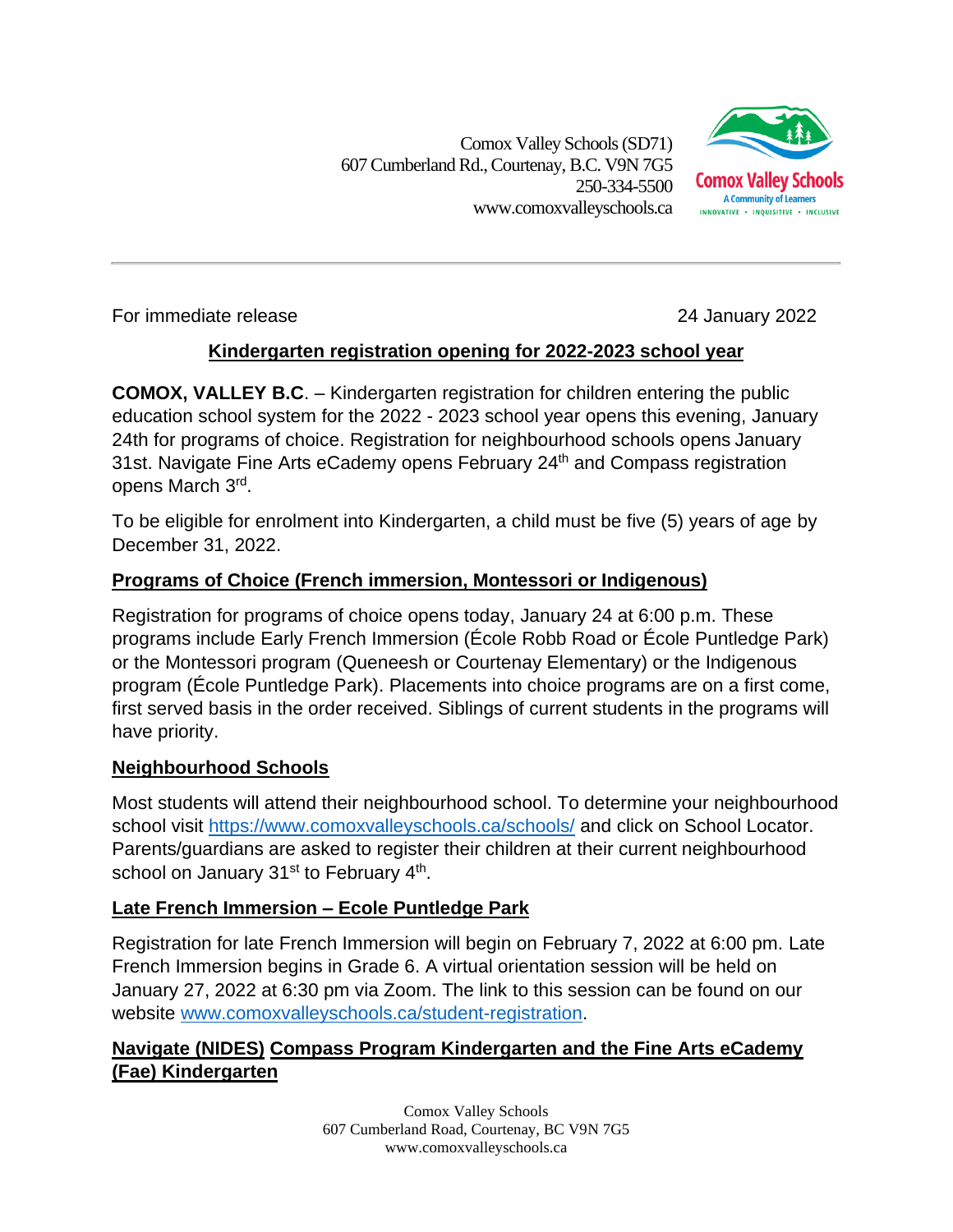Comox Valley Schools (SD71)
607 Cumberland Rd., Courtenay, B.C. V9N 7G5
250-334-5500
www.comoxvalleyschools.ca

Comox Valley Schools
A Community of Learners
INNOVATIVE • INQUISITIVE • INCLUSIVE

---

For immediate release 24 January 2022

## Kindergarten registration opening for 2022-2023 school year

**COMOX, VALLEY B.C**. – Kindergarten registration for children entering the public education school system for the 2022 - 2023 school year opens this evening, January 24th for programs of choice. Registration for neighbourhood schools opens January 31st. Navigate Fine Arts eCademy opens February 24th and Compass registration opens March 3rd.

To be eligible for enrolment into Kindergarten, a child must be five (5) years of age by December 31, 2022.

### Programs of Choice (French immersion, Montessori or Indigenous)

Registration for programs of choice opens today, January 24 at 6:00 p.m. These programs include Early French Immersion (École Robb Road or École Puntledge Park) or the Montessori program (Queneesh or Courtenay Elementary) or the Indigenous program (École Puntledge Park). Placements into choice programs are on a first come, first served basis in the order received. Siblings of current students in the programs will have priority.

### Neighbourhood Schools

Most students will attend their neighbourhood school. To determine your neighbourhood school visit https://www.comoxvalleyschools.ca/schools/ and click on School Locator. Parents/guardians are asked to register their children at their current neighbourhood school on January 31st to February 4th.

### Late French Immersion – Ecole Puntledge Park

Registration for late French Immersion will begin on February 7, 2022 at 6:00 pm. Late French Immersion begins in Grade 6. A virtual orientation session will be held on January 27, 2022 at 6:30 pm via Zoom. The link to this session can be found on our website www.comoxvalleyschools.ca/student-registration.

### Navigate (NIDES) Compass Program Kindergarten and the Fine Arts eCademy (Fae) Kindergarten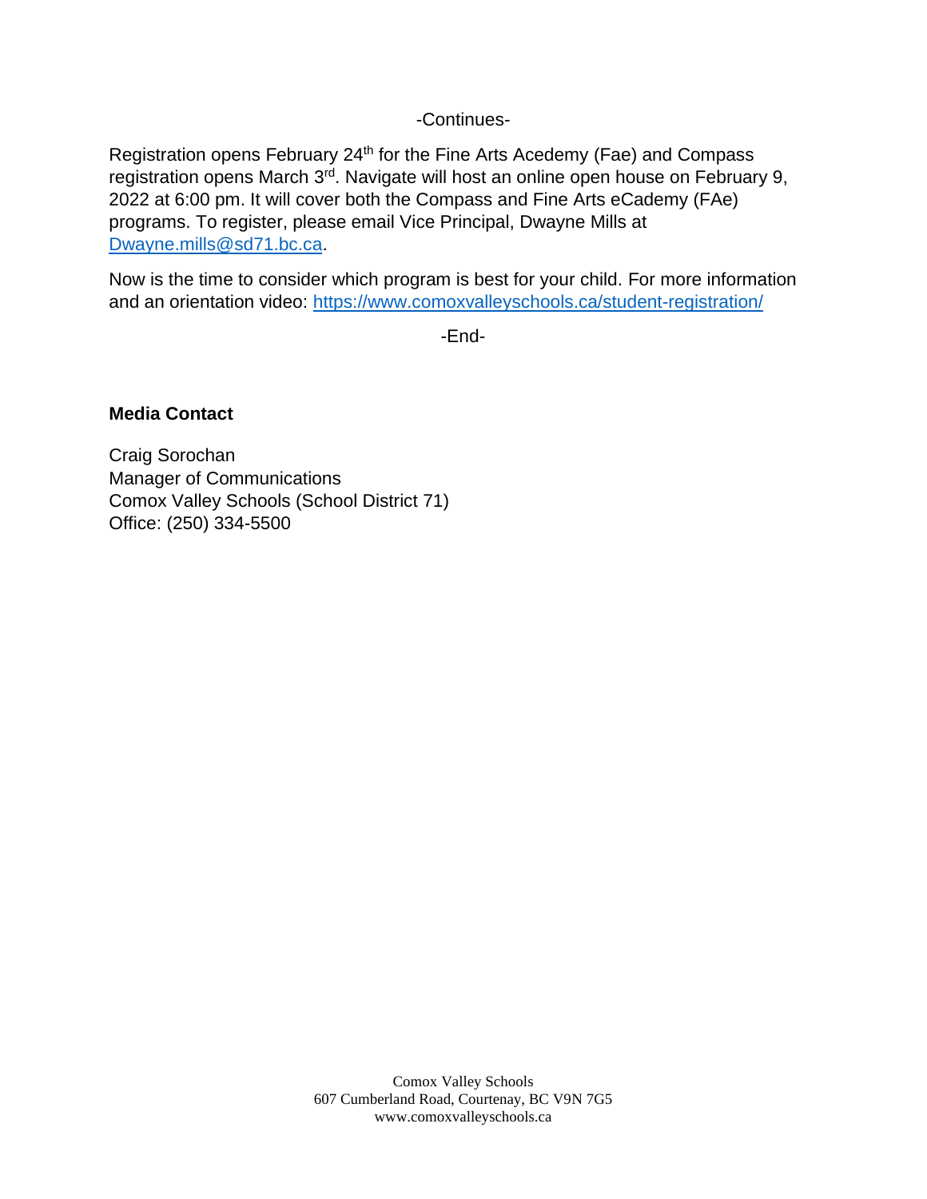-Continues-

Registration opens February 24th for the Fine Arts Acedemy (Fae) and Compass registration opens March 3rd. Navigate will host an online open house on February 9, 2022 at 6:00 pm. It will cover both the Compass and Fine Arts eCademy (FAe) programs. To register, please email Vice Principal, Dwayne Mills at Dwayne.mills@sd71.bc.ca.

Now is the time to consider which program is best for your child. For more information and an orientation video: https://www.comoxvalleyschools.ca/student-registration/

-End-

**Media Contact**

Craig Sorochan
Manager of Communications
Comox Valley Schools (School District 71)
Office: (250) 334-5500

Comox Valley Schools
607 Cumberland Road, Courtenay, BC V9N 7G5
www.comoxvalleyschools.ca